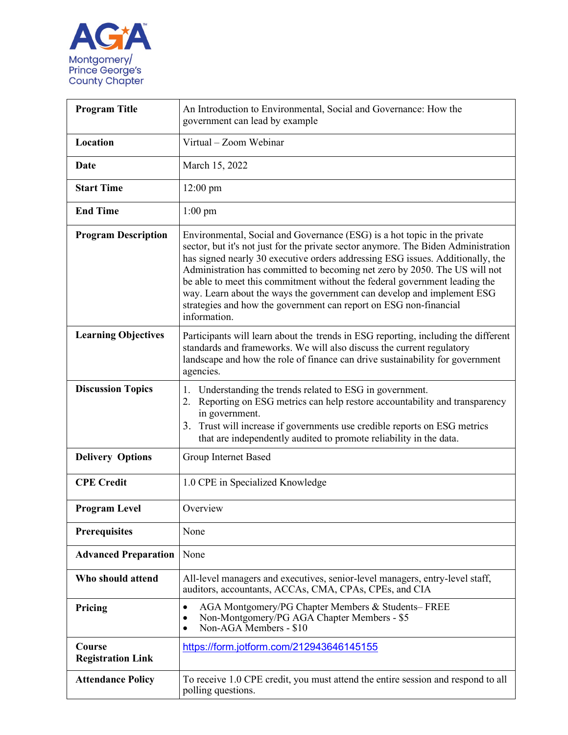AGA

Montgomery/
Prince George's
County Chapter

| **Program Title** | An Introduction to Environmental, Social and Governance: How the government can lead by example |
|---|---|
| **Location** | Virtual – Zoom Webinar |
| **Date** | March 15, 2022 |
| **Start Time** | 12:00 pm |
| **End Time** | 1:00 pm |
| **Program Description** | Environmental, Social and Governance (ESG) is a hot topic in the private sector, but it's not just for the private sector anymore. The Biden Administration has signed nearly 30 executive orders addressing ESG issues. Additionally, the Administration has committed to becoming net zero by 2050. The US will not be able to meet this commitment without the federal government leading the way. Learn about the ways the government can develop and implement ESG strategies and how the government can report on ESG non-financial information. |
| **Learning Objectives** | Participants will learn about the trends in ESG reporting, including the different standards and frameworks. We will also discuss the current regulatory landscape and how the role of finance can drive sustainability for government agencies. |
| **Discussion Topics** | 1. Understanding the trends related to ESG in government.<br>2. Reporting on ESG metrics can help restore accountability and transparency in government.<br>3. Trust will increase if governments use credible reports on ESG metrics that are independently audited to promote reliability in the data. |
| **Delivery Options** | Group Internet Based |
| **CPE Credit** | 1.0 CPE in Specialized Knowledge |
| **Program Level** | Overview |
| **Prerequisites** | None |
| **Advanced Preparation** | None |
| **Who should attend** | All-level managers and executives, senior-level managers, entry-level staff, auditors, accountants, ACCAs, CMA, CPAs, CPEs, and CIA |
| **Pricing** | • AGA Montgomery/PG Chapter Members & Students– FREE<br>• Non-Montgomery/PG AGA Chapter Members - $5<br>• Non-AGA Members - $10 |
| **Course Registration Link** | https://form.jotform.com/212943646145155 |
| **Attendance Policy** | To receive 1.0 CPE credit, you must attend the entire session and respond to all polling questions. |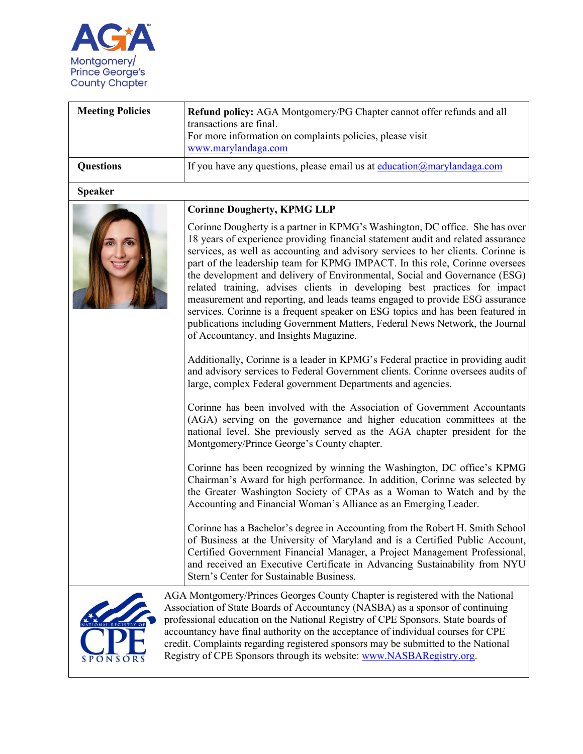AGA Montgomery/ Prince George's County Chapter

| Meeting Policies | **Refund policy:** AGA Montgomery/PG Chapter cannot offer refunds and all transactions are final. For more information on complaints policies, please visit www.marylandaga.com |
|---|---|
| **Questions** | If you have any questions, please email us at education@marylandaga.com |

**Speaker**

**Corinne Dougherty, KPMG LLP**

Corinne Dougherty is a partner in KPMG's Washington, DC office. She has over 18 years of experience providing financial statement audit and related assurance services, as well as accounting and advisory services to her clients. Corinne is part of the leadership team for KPMG IMPACT. In this role, Corinne oversees the development and delivery of Environmental, Social and Governance (ESG) related training, advises clients in developing best practices for impact measurement and reporting, and leads teams engaged to provide ESG assurance services. Corinne is a frequent speaker on ESG topics and has been featured in publications including Government Matters, Federal News Network, the Journal of Accountancy, and Insights Magazine.

Additionally, Corinne is a leader in KPMG's Federal practice in providing audit and advisory services to Federal Government clients. Corinne oversees audits of large, complex Federal government Departments and agencies.

Corinne has been involved with the Association of Government Accountants (AGA) serving on the governance and higher education committees at the national level. She previously served as the AGA chapter president for the Montgomery/Prince George's County chapter.

Corinne has been recognized by winning the Washington, DC office's KPMG Chairman's Award for high performance. In addition, Corinne was selected by the Greater Washington Society of CPAs as a Woman to Watch and by the Accounting and Financial Woman's Alliance as an Emerging Leader.

Corinne has a Bachelor's degree in Accounting from the Robert H. Smith School of Business at the University of Maryland and is a Certified Public Account, Certified Government Financial Manager, a Project Management Professional, and received an Executive Certificate in Advancing Sustainability from NYU Stern's Center for Sustainable Business.

AGA Montgomery/Princes Georges County Chapter is registered with the National Association of State Boards of Accountancy (NASBA) as a sponsor of continuing professional education on the National Registry of CPE Sponsors. State boards of accountancy have final authority on the acceptance of individual courses for CPE credit. Complaints regarding registered sponsors may be submitted to the National Registry of CPE Sponsors through its website: www.NASBARegistry.org.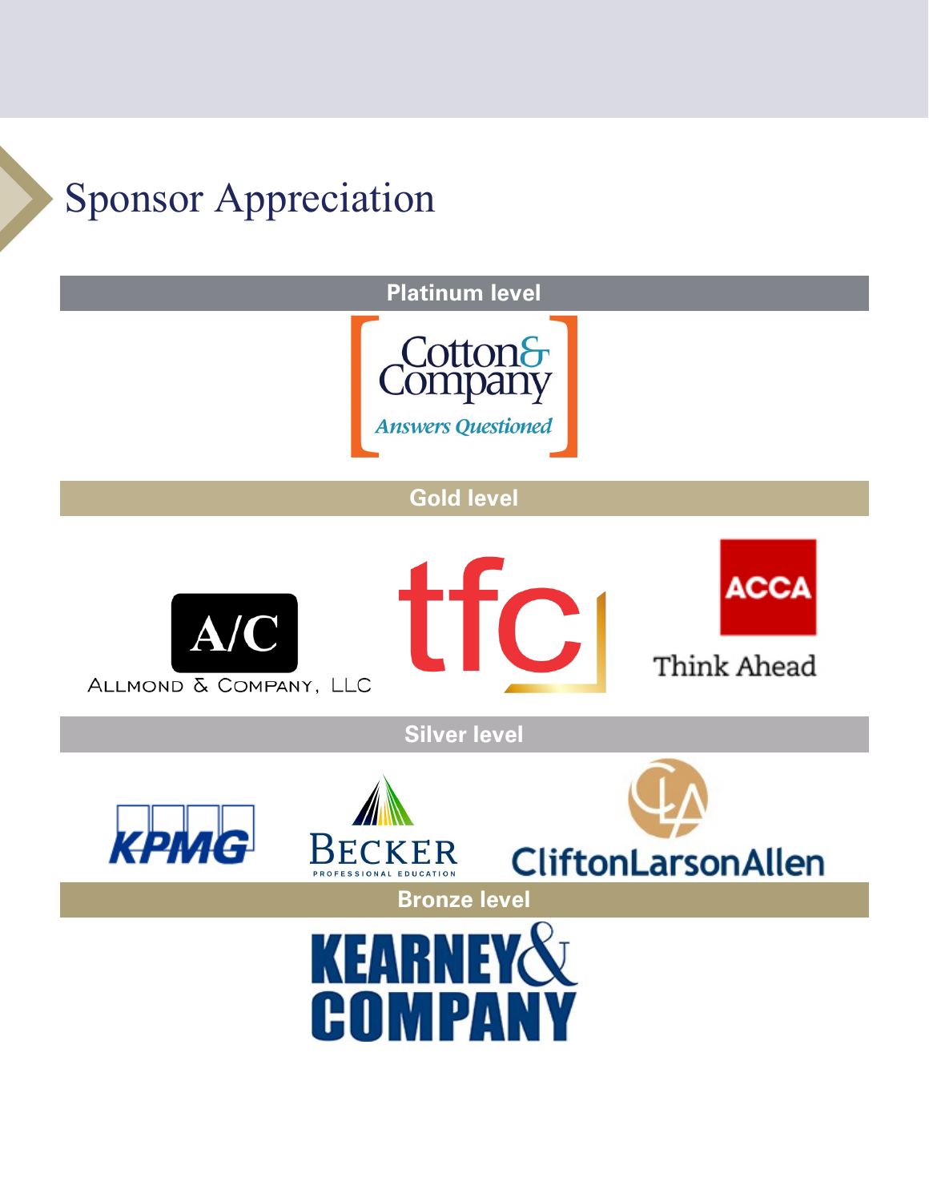# Sponsor Appreciation

## Platinum level

Cotton & Company
*Answers Questioned*

## Gold level

A/C
Allmond & Company, LLC

tfc

ACCA
Think Ahead

## Silver level

KPMG

Becker
Professional Education

CliftonLarsonAllen

## Bronze level

Kearney & Company